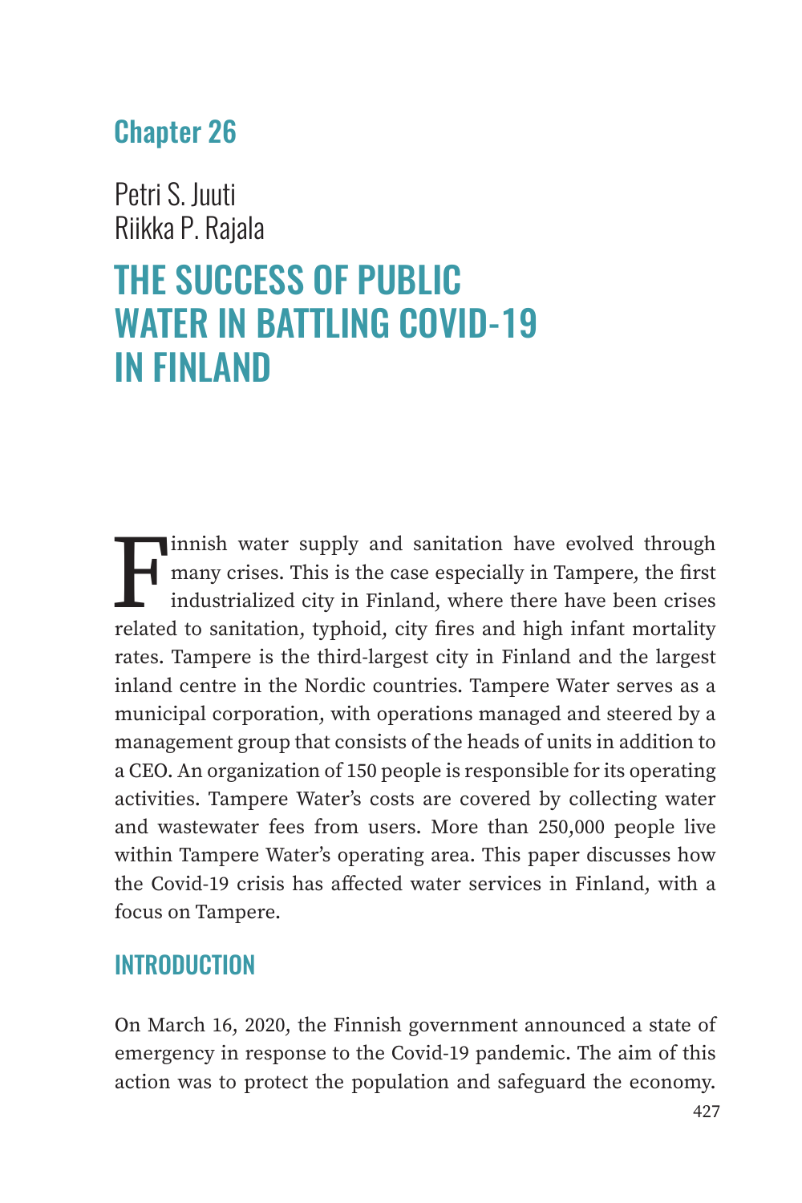## Chapter 26

Petri S. Juuti
Riikka P. Rajala

# THE SUCCESS OF PUBLIC WATER IN BATTLING COVID-19 IN FINLAND

Finnish water supply and sanitation have evolved through many crises. This is the case especially in Tampere, the first industrialized city in Finland, where there have been crises related to sanitation, typhoid, city fires and high infant mortality rates. Tampere is the third-largest city in Finland and the largest inland centre in the Nordic countries. Tampere Water serves as a municipal corporation, with operations managed and steered by a management group that consists of the heads of units in addition to a CEO. An organization of 150 people is responsible for its operating activities. Tampere Water's costs are covered by collecting water and wastewater fees from users. More than 250,000 people live within Tampere Water's operating area. This paper discusses how the Covid-19 crisis has affected water services in Finland, with a focus on Tampere.

## INTRODUCTION

On March 16, 2020, the Finnish government announced a state of emergency in response to the Covid-19 pandemic. The aim of this action was to protect the population and safeguard the economy.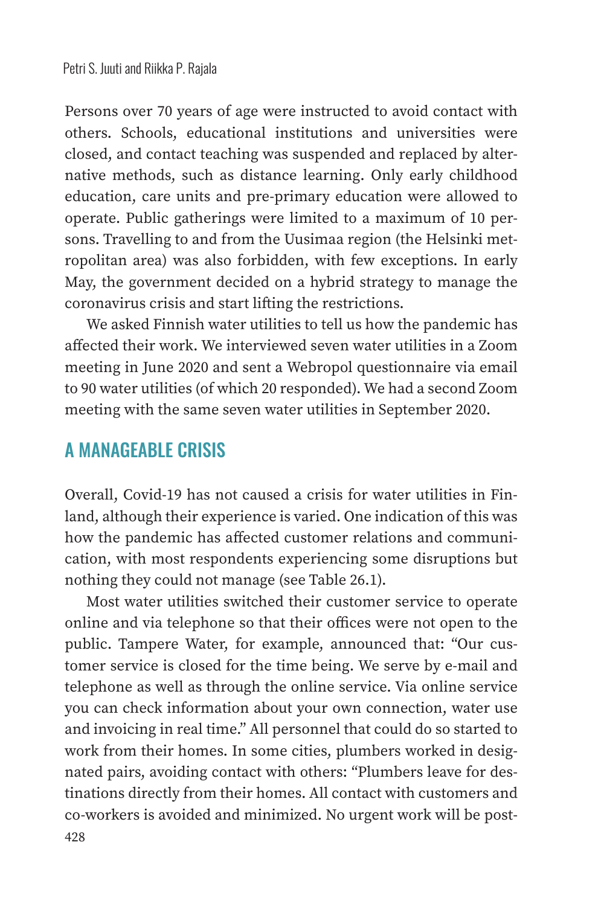Persons over 70 years of age were instructed to avoid contact with others. Schools, educational institutions and universities were closed, and contact teaching was suspended and replaced by alternative methods, such as distance learning. Only early childhood education, care units and pre-primary education were allowed to operate. Public gatherings were limited to a maximum of 10 persons. Travelling to and from the Uusimaa region (the Helsinki metropolitan area) was also forbidden, with few exceptions. In early May, the government decided on a hybrid strategy to manage the coronavirus crisis and start lifting the restrictions.

We asked Finnish water utilities to tell us how the pandemic has affected their work. We interviewed seven water utilities in a Zoom meeting in June 2020 and sent a Webropol questionnaire via email to 90 water utilities (of which 20 responded). We had a second Zoom meeting with the same seven water utilities in September 2020.

## A MANAGEABLE CRISIS

Overall, Covid-19 has not caused a crisis for water utilities in Finland, although their experience is varied. One indication of this was how the pandemic has affected customer relations and communication, with most respondents experiencing some disruptions but nothing they could not manage (see Table 26.1).

Most water utilities switched their customer service to operate online and via telephone so that their offices were not open to the public. Tampere Water, for example, announced that: "Our customer service is closed for the time being. We serve by e-mail and telephone as well as through the online service. Via online service you can check information about your own connection, water use and invoicing in real time." All personnel that could do so started to work from their homes. In some cities, plumbers worked in designated pairs, avoiding contact with others: "Plumbers leave for destinations directly from their homes. All contact with customers and co-workers is avoided and minimized. No urgent work will be post-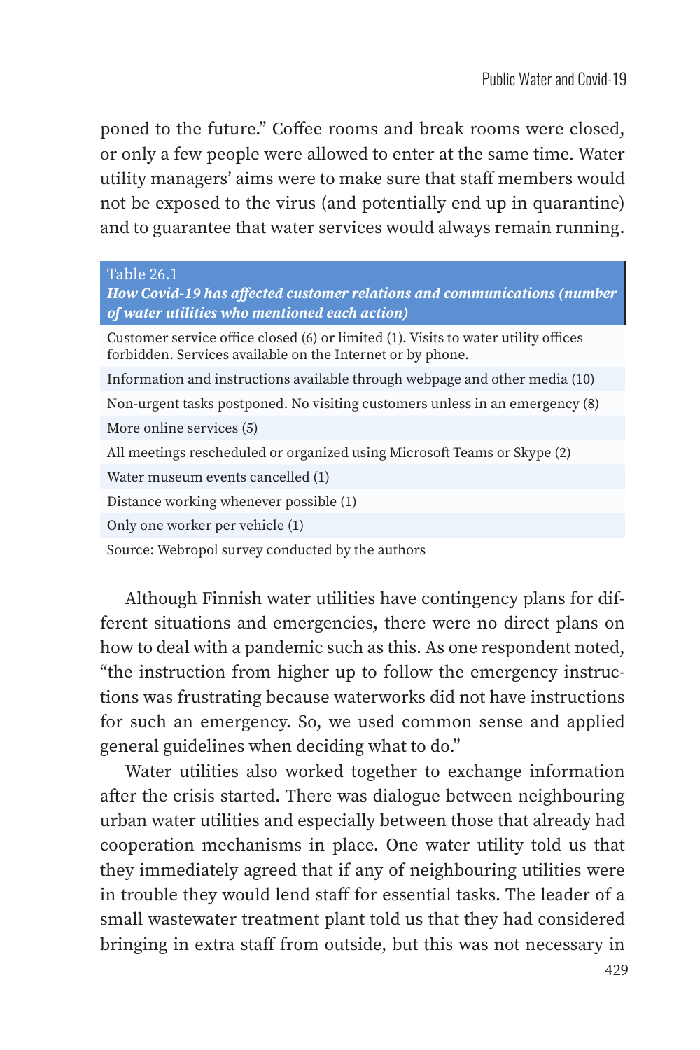poned to the future." Coffee rooms and break rooms were closed, or only a few people were allowed to enter at the same time. Water utility managers' aims were to make sure that staff members would not be exposed to the virus (and potentially end up in quarantine) and to guarantee that water services would always remain running.

Table 26.1
***How Covid-19 has affected customer relations and communications (number of water utilities who mentioned each action)***

| Action |
|---|
| Customer service office closed (6) or limited (1). Visits to water utility offices forbidden. Services available on the Internet or by phone. |
| Information and instructions available through webpage and other media (10) |
| Non-urgent tasks postponed. No visiting customers unless in an emergency (8) |
| More online services (5) |
| All meetings rescheduled or organized using Microsoft Teams or Skype (2) |
| Water museum events cancelled (1) |
| Distance working whenever possible (1) |
| Only one worker per vehicle (1) |

Source: Webropol survey conducted by the authors

Although Finnish water utilities have contingency plans for different situations and emergencies, there were no direct plans on how to deal with a pandemic such as this. As one respondent noted, "the instruction from higher up to follow the emergency instructions was frustrating because waterworks did not have instructions for such an emergency. So, we used common sense and applied general guidelines when deciding what to do."

Water utilities also worked together to exchange information after the crisis started. There was dialogue between neighbouring urban water utilities and especially between those that already had cooperation mechanisms in place. One water utility told us that they immediately agreed that if any of neighbouring utilities were in trouble they would lend staff for essential tasks. The leader of a small wastewater treatment plant told us that they had considered bringing in extra staff from outside, but this was not necessary in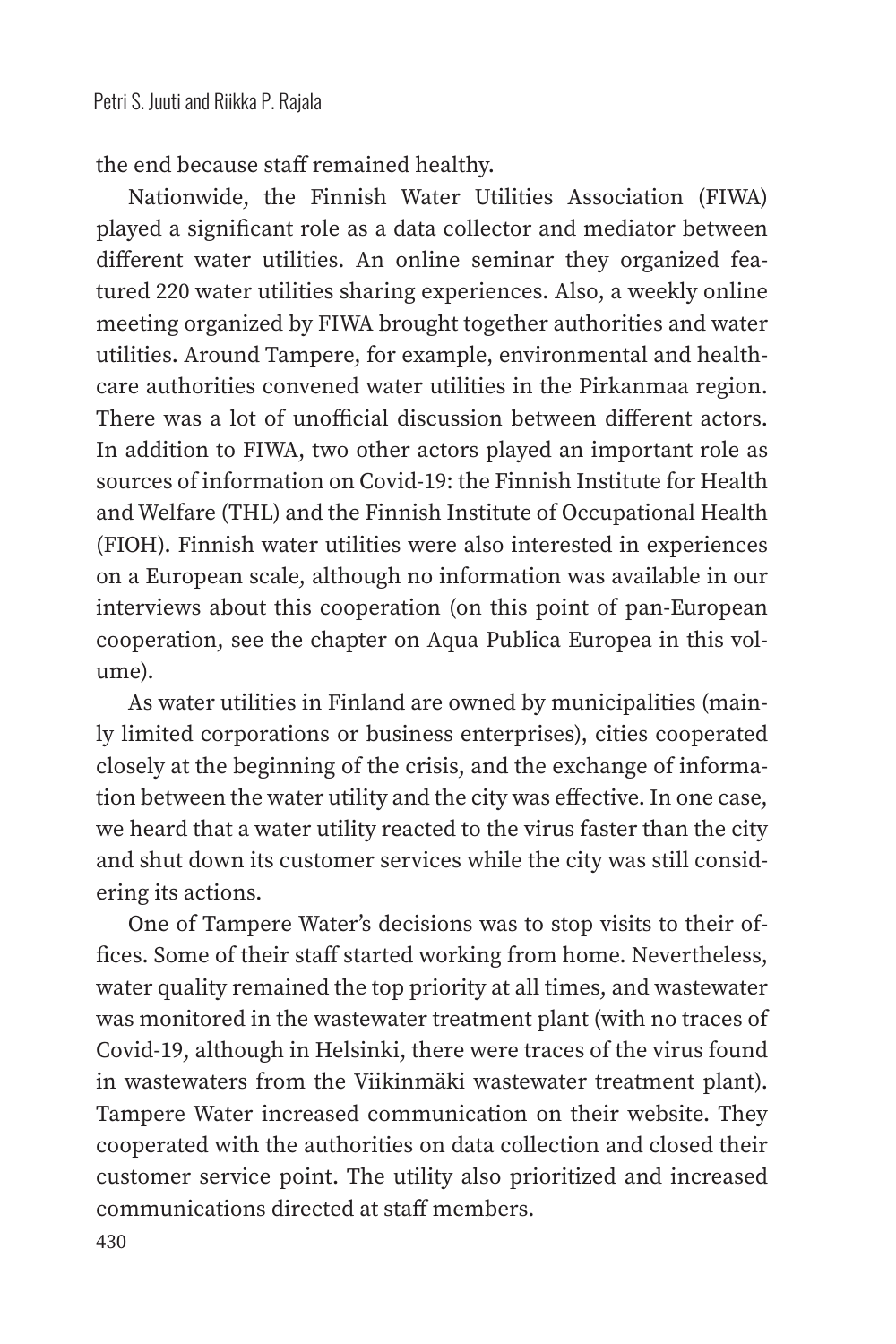the end because staff remained healthy.

Nationwide, the Finnish Water Utilities Association (FIWA) played a significant role as a data collector and mediator between different water utilities. An online seminar they organized featured 220 water utilities sharing experiences. Also, a weekly online meeting organized by FIWA brought together authorities and water utilities. Around Tampere, for example, environmental and healthcare authorities convened water utilities in the Pirkanmaa region. There was a lot of unofficial discussion between different actors. In addition to FIWA, two other actors played an important role as sources of information on Covid-19: the Finnish Institute for Health and Welfare (THL) and the Finnish Institute of Occupational Health (FIOH). Finnish water utilities were also interested in experiences on a European scale, although no information was available in our interviews about this cooperation (on this point of pan-European cooperation, see the chapter on Aqua Publica Europea in this volume).

As water utilities in Finland are owned by municipalities (mainly limited corporations or business enterprises), cities cooperated closely at the beginning of the crisis, and the exchange of information between the water utility and the city was effective. In one case, we heard that a water utility reacted to the virus faster than the city and shut down its customer services while the city was still considering its actions.

One of Tampere Water's decisions was to stop visits to their offices. Some of their staff started working from home. Nevertheless, water quality remained the top priority at all times, and wastewater was monitored in the wastewater treatment plant (with no traces of Covid-19, although in Helsinki, there were traces of the virus found in wastewaters from the Viikinmäki wastewater treatment plant). Tampere Water increased communication on their website. They cooperated with the authorities on data collection and closed their customer service point. The utility also prioritized and increased communications directed at staff members.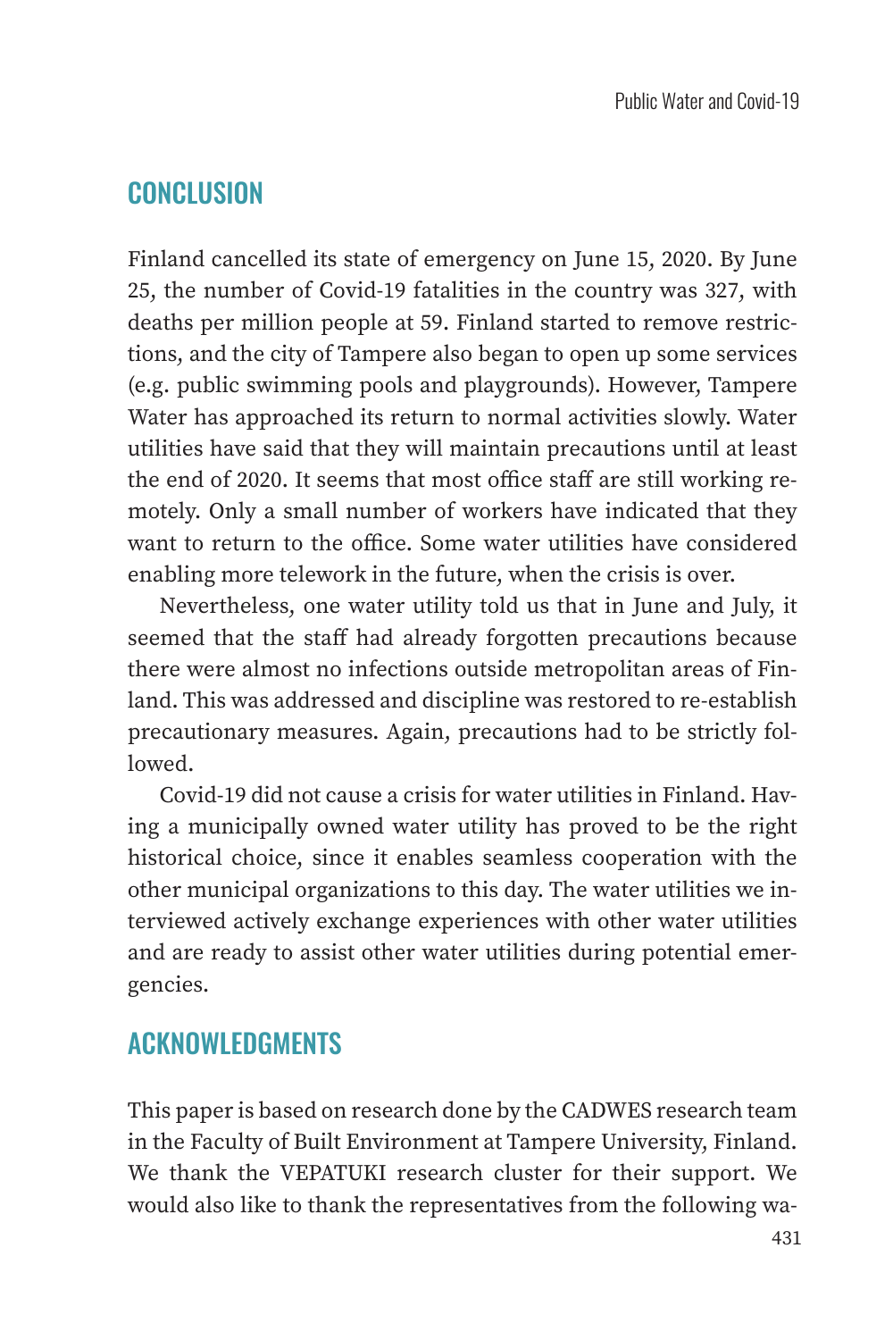## CONCLUSION

Finland cancelled its state of emergency on June 15, 2020. By June 25, the number of Covid-19 fatalities in the country was 327, with deaths per million people at 59. Finland started to remove restrictions, and the city of Tampere also began to open up some services (e.g. public swimming pools and playgrounds). However, Tampere Water has approached its return to normal activities slowly. Water utilities have said that they will maintain precautions until at least the end of 2020. It seems that most office staff are still working remotely. Only a small number of workers have indicated that they want to return to the office. Some water utilities have considered enabling more telework in the future, when the crisis is over.

Nevertheless, one water utility told us that in June and July, it seemed that the staff had already forgotten precautions because there were almost no infections outside metropolitan areas of Finland. This was addressed and discipline was restored to re-establish precautionary measures. Again, precautions had to be strictly followed.

Covid-19 did not cause a crisis for water utilities in Finland. Having a municipally owned water utility has proved to be the right historical choice, since it enables seamless cooperation with the other municipal organizations to this day. The water utilities we interviewed actively exchange experiences with other water utilities and are ready to assist other water utilities during potential emergencies.

## ACKNOWLEDGMENTS

This paper is based on research done by the CADWES research team in the Faculty of Built Environment at Tampere University, Finland. We thank the VEPATUKI research cluster for their support. We would also like to thank the representatives from the following wa-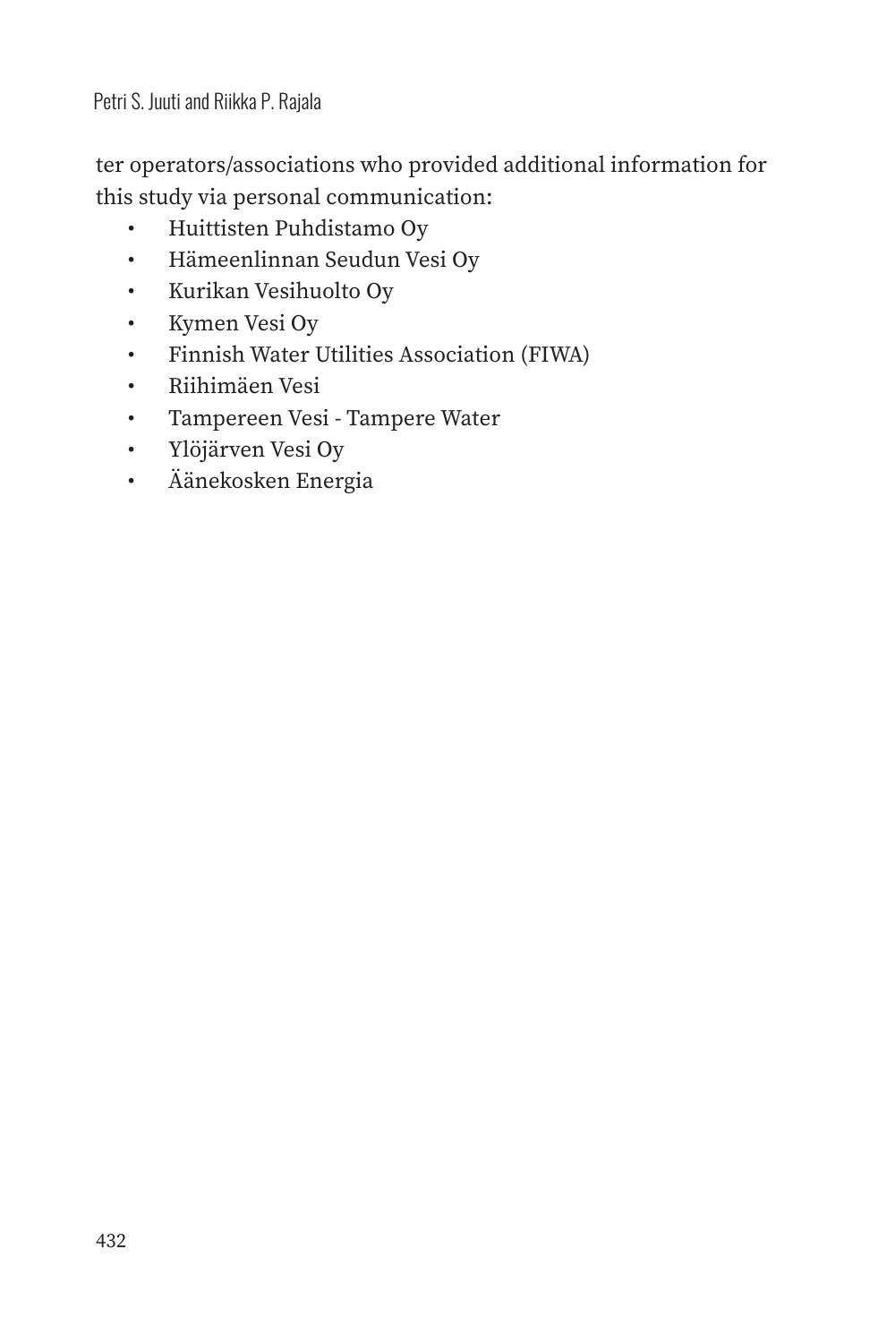ter operators/associations who provided additional information for this study via personal communication:

- Huittisten Puhdistamo Oy
- Hämeenlinnan Seudun Vesi Oy
- Kurikan Vesihuolto Oy
- Kymen Vesi Oy
- Finnish Water Utilities Association (FIWA)
- Riihimäen Vesi
- Tampereen Vesi - Tampere Water
- Ylöjärven Vesi Oy
- Äänekosken Energia